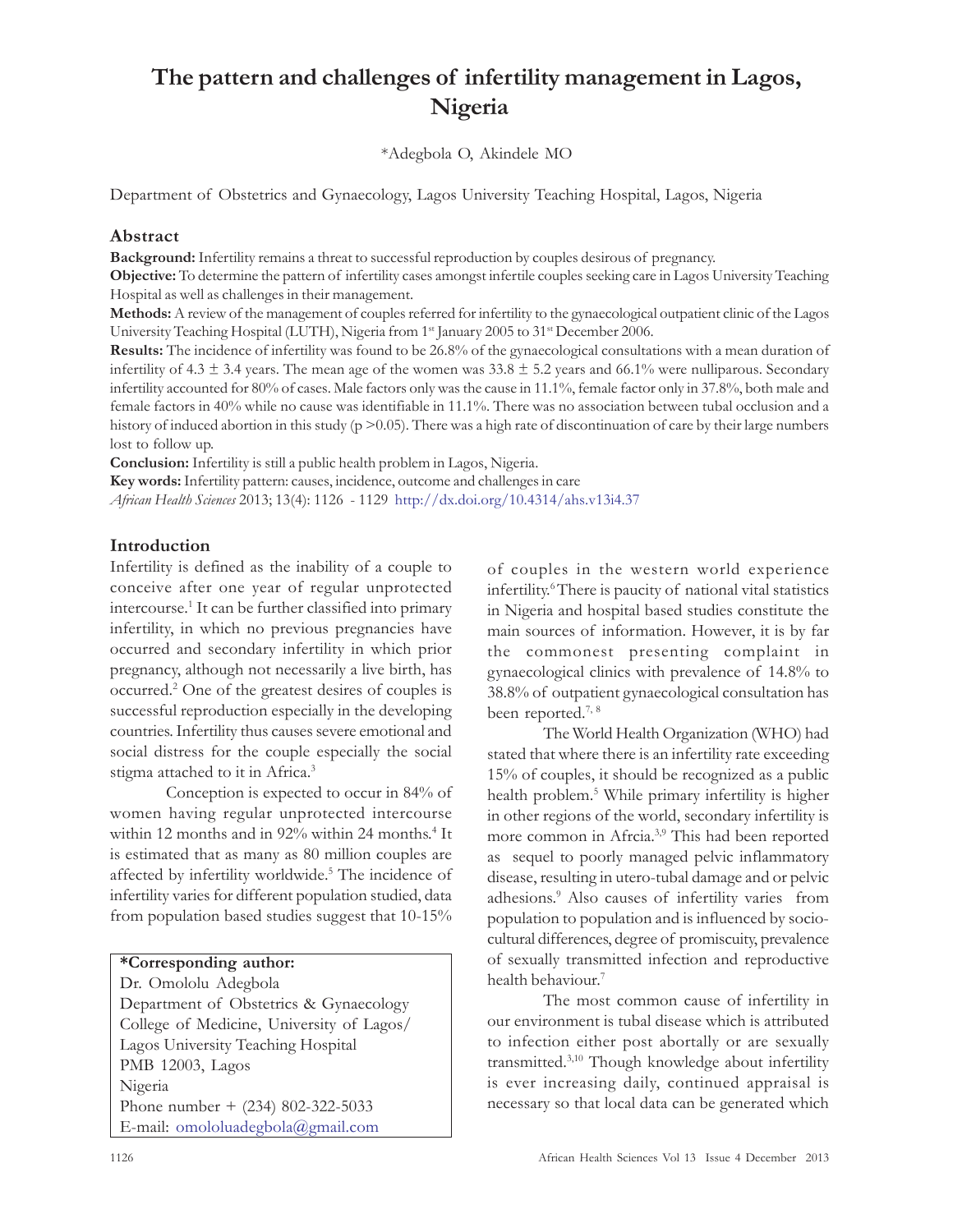# The pattern and challenges of infertility management in Lagos, Nigeria

*Adegbola O, Akindele MO

Department of Obstetrics and Gynaecology, Lagos University Teaching Hospital, Lagos, Nigeria

## Abstract

**Background:** Infertility remains a threat to successful reproduction by couples desirous of pregnancy.

**Objective:** To determine the pattern of infertility cases amongst infertile couples seeking care in Lagos University Teaching Hospital as well as challenges in their management.

**Methods:** A review of the management of couples referred for infertility to the gynaecological outpatient clinic of the Lagos University Teaching Hospital (LUTH), Nigeria from 1st January 2005 to 31st December 2006.

**Results:** The incidence of infertility was found to be 26.8% of the gynaecological consultations with a mean duration of infertility of 4.3 ± 3.4 years. The mean age of the women was 33.8 ± 5.2 years and 66.1% were nulliparous. Secondary infertility accounted for 80% of cases. Male factors only was the cause in 11.1%, female factor only in 37.8%, both male and female factors in 40% while no cause was identifiable in 11.1%. There was no association between tubal occlusion and a history of induced abortion in this study ($p > 0.05$). There was a high rate of discontinuation of care by their large numbers lost to follow up.

**Conclusion:** Infertility is still a public health problem in Lagos, Nigeria.

**Key words:** Infertility pattern: causes, incidence, outcome and challenges in care

*African Health Sciences* 2013; 13(4): 1126 - 1129 http://dx.doi.org/10.4314/ahs.v13i4.37

## Introduction

Infertility is defined as the inability of a couple to conceive after one year of regular unprotected intercourse.[1] It can be further classified into primary infertility, in which no previous pregnancies have occurred and secondary infertility in which prior pregnancy, although not necessarily a live birth, has occurred.[2] One of the greatest desires of couples is successful reproduction especially in the developing countries. Infertility thus causes severe emotional and social distress for the couple especially the social stigma attached to it in Africa.[3]

Conception is expected to occur in 84% of women having regular unprotected intercourse within 12 months and in 92% within 24 months.[4] It is estimated that as many as 80 million couples are affected by infertility worldwide.[5] The incidence of infertility varies for different population studied, data from population based studies suggest that 10-15% of couples in the western world experience infertility.[6] There is paucity of national vital statistics in Nigeria and hospital based studies constitute the main sources of information. However, it is by far the commonest presenting complaint in gynaecological clinics with prevalence of 14.8% to 38.8% of outpatient gynaecological consultation has been reported.[7, 8]

The World Health Organization (WHO) had stated that where there is an infertility rate exceeding 15% of couples, it should be recognized as a public health problem.[5] While primary infertility is higher in other regions of the world, secondary infertility is more common in Afrcia.[3,9] This had been reported as sequel to poorly managed pelvic inflammatory disease, resulting in utero-tubal damage and or pelvic adhesions.[9] Also causes of infertility varies from population to population and is influenced by socio-cultural differences, degree of promiscuity, prevalence of sexually transmitted infection and reproductive health behaviour.[7]

The most common cause of infertility in our environment is tubal disease which is attributed to infection either post abortally or are sexually transmitted.[3,10] Though knowledge about infertility is ever increasing daily, continued appraisal is necessary so that local data can be generated which

**\*Corresponding author:**
Dr. Omololu Adegbola
Department of Obstetrics & Gynaecology
College of Medicine, University of Lagos/
Lagos University Teaching Hospital
PMB 12003, Lagos
Nigeria
Phone number + (234) 802-322-5033
E-mail: omololuadegbola@gmail.com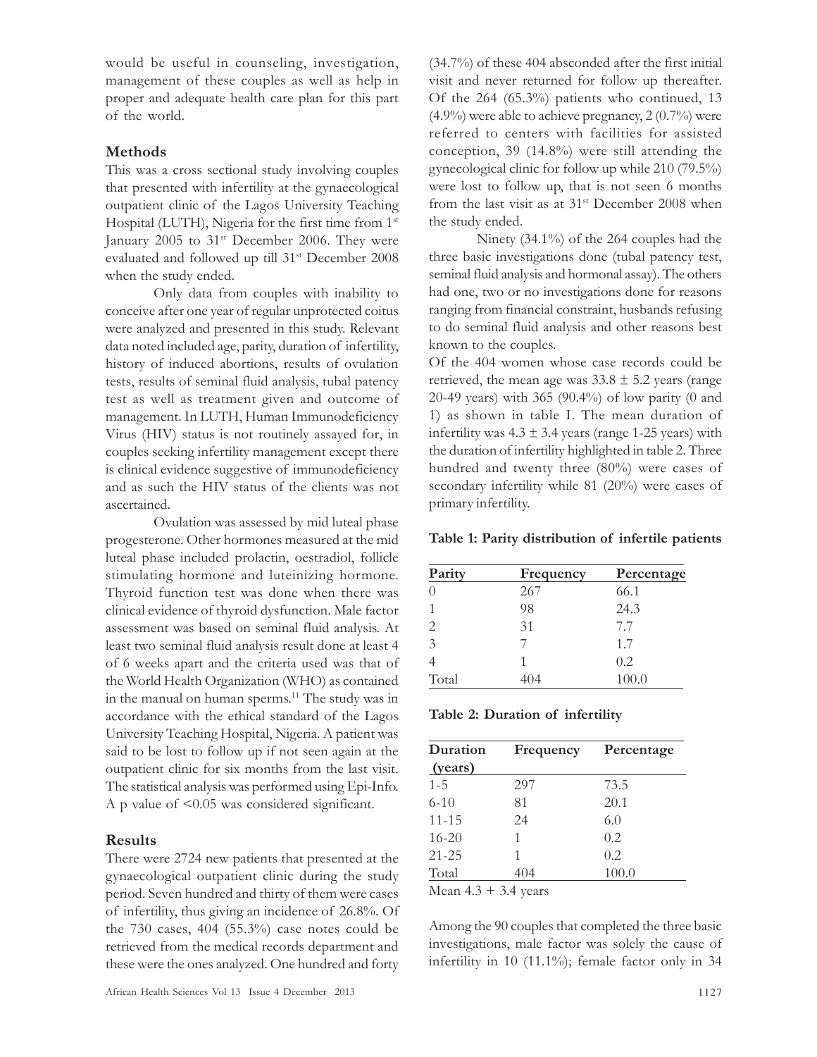would be useful in counseling, investigation, management of these couples as well as help in proper and adequate health care plan for this part of the world.

## Methods

This was a cross sectional study involving couples that presented with infertility at the gynaecological outpatient clinic of the Lagos University Teaching Hospital (LUTH), Nigeria for the first time from 1st January 2005 to 31st December 2006. They were evaluated and followed up till 31st December 2008 when the study ended.

Only data from couples with inability to conceive after one year of regular unprotected coitus were analyzed and presented in this study. Relevant data noted included age, parity, duration of infertility, history of induced abortions, results of ovulation tests, results of seminal fluid analysis, tubal patency test as well as treatment given and outcome of management. In LUTH, Human Immunodeficiency Virus (HIV) status is not routinely assayed for, in couples seeking infertility management except there is clinical evidence suggestive of immunodeficiency and as such the HIV status of the clients was not ascertained.

Ovulation was assessed by mid luteal phase progesterone. Other hormones measured at the mid luteal phase included prolactin, oestradiol, follicle stimulating hormone and luteinizing hormone. Thyroid function test was done when there was clinical evidence of thyroid dysfunction. Male factor assessment was based on seminal fluid analysis. At least two seminal fluid analysis result done at least 4 of 6 weeks apart and the criteria used was that of the World Health Organization (WHO) as contained in the manual on human sperms.[11] The study was in accordance with the ethical standard of the Lagos University Teaching Hospital, Nigeria. A patient was said to be lost to follow up if not seen again at the outpatient clinic for six months from the last visit. The statistical analysis was performed using Epi-Info. A p value of <0.05 was considered significant.

## Results

There were 2724 new patients that presented at the gynaecological outpatient clinic during the study period. Seven hundred and thirty of them were cases of infertility, thus giving an incidence of 26.8%. Of the 730 cases, 404 (55.3%) case notes could be retrieved from the medical records department and these were the ones analyzed. One hundred and forty (34.7%) of these 404 absconded after the first initial visit and never returned for follow up thereafter. Of the 264 (65.3%) patients who continued, 13 (4.9%) were able to achieve pregnancy, 2 (0.7%) were referred to centers with facilities for assisted conception, 39 (14.8%) were still attending the gynecological clinic for follow up while 210 (79.5%) were lost to follow up, that is not seen 6 months from the last visit as at 31st December 2008 when the study ended.

Ninety (34.1%) of the 264 couples had the three basic investigations done (tubal patency test, seminal fluid analysis and hormonal assay). The others had one, two or no investigations done for reasons ranging from financial constraint, husbands refusing to do seminal fluid analysis and other reasons best known to the couples.

Of the 404 women whose case records could be retrieved, the mean age was 33.8 ± 5.2 years (range 20-49 years) with 365 (90.4%) of low parity (0 and 1) as shown in table I. The mean duration of infertility was 4.3 ± 3.4 years (range 1-25 years) with the duration of infertility highlighted in table 2. Three hundred and twenty three (80%) were cases of secondary infertility while 81 (20%) were cases of primary infertility.

**Table 1: Parity distribution of infertile patients**

| Parity | Frequency | Percentage |
|---|---|---|
| 0 | 267 | 66.1 |
| 1 | 98 | 24.3 |
| 2 | 31 | 7.7 |
| 3 | 7 | 1.7 |
| 4 | 1 | 0.2 |
| Total | 404 | 100.0 |

**Table 2: Duration of infertility**

| Duration (years) | Frequency | Percentage |
|---|---|---|
| 1-5 | 297 | 73.5 |
| 6-10 | 81 | 20.1 |
| 11-15 | 24 | 6.0 |
| 16-20 | 1 | 0.2 |
| 21-25 | 1 | 0.2 |
| Total | 404 | 100.0 |

Mean 4.3 + 3.4 years

Among the 90 couples that completed the three basic investigations, male factor was solely the cause of infertility in 10 (11.1%); female factor only in 34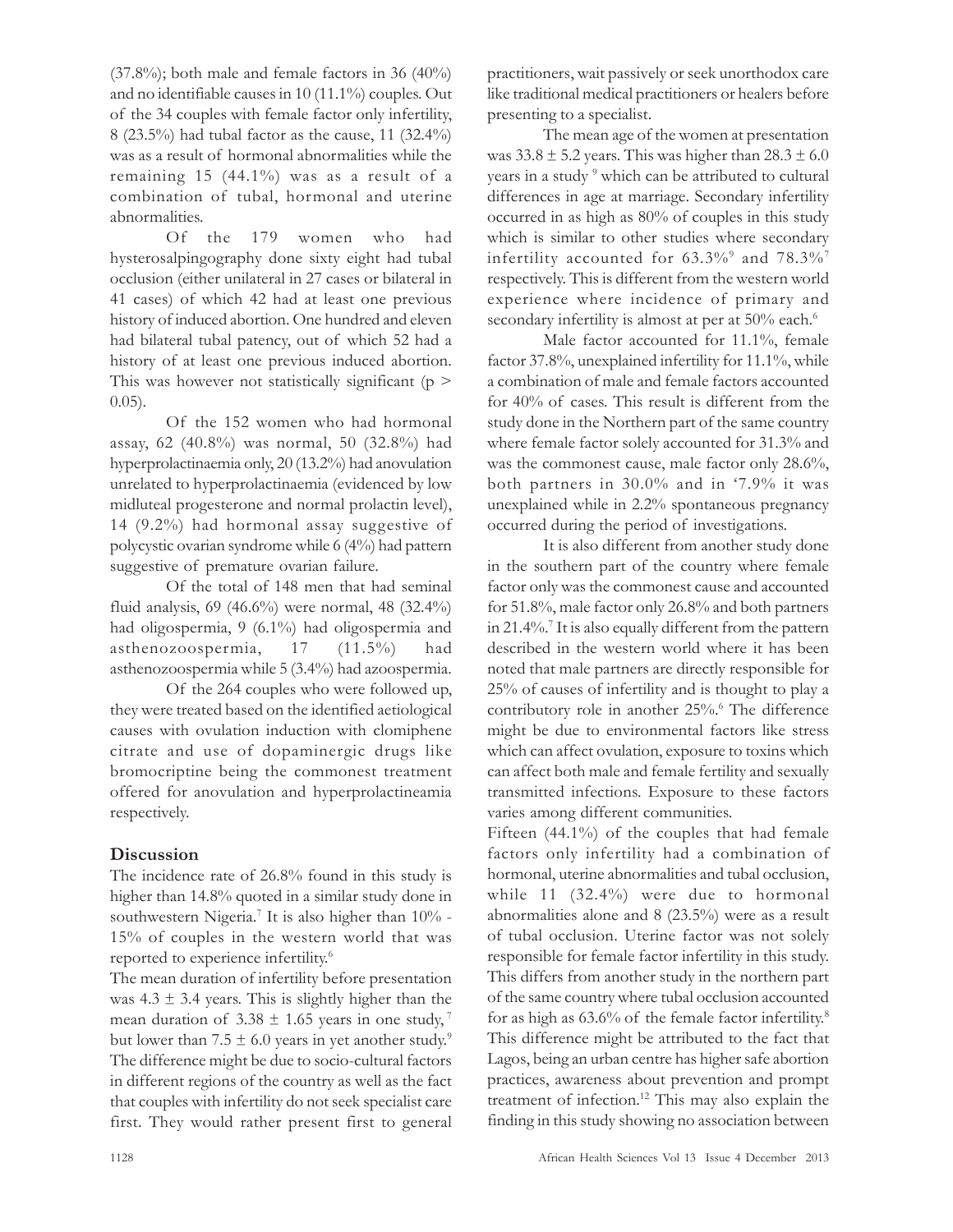(37.8%); both male and female factors in 36 (40%) and no identifiable causes in 10 (11.1%) couples. Out of the 34 couples with female factor only infertility, 8 (23.5%) had tubal factor as the cause, 11 (32.4%) was as a result of hormonal abnormalities while the remaining 15 (44.1%) was as a result of a combination of tubal, hormonal and uterine abnormalities.

Of the 179 women who had hysterosalpingography done sixty eight had tubal occlusion (either unilateral in 27 cases or bilateral in 41 cases) of which 42 had at least one previous history of induced abortion. One hundred and eleven had bilateral tubal patency, out of which 52 had a history of at least one previous induced abortion. This was however not statistically significant ($p > 0.05$).

Of the 152 women who had hormonal assay, 62 (40.8%) was normal, 50 (32.8%) had hyperprolactinaemia only, 20 (13.2%) had anovulation unrelated to hyperprolactinaemia (evidenced by low midluteal progesterone and normal prolactin level), 14 (9.2%) had hormonal assay suggestive of polycystic ovarian syndrome while 6 (4%) had pattern suggestive of premature ovarian failure.

Of the total of 148 men that had seminal fluid analysis, 69 (46.6%) were normal, 48 (32.4%) had oligospermia, 9 (6.1%) had oligospermia and asthenozoospermia, 17 (11.5%) had asthenozoospermia while 5 (3.4%) had azoospermia.

Of the 264 couples who were followed up, they were treated based on the identified aetiological causes with ovulation induction with clomiphene citrate and use of dopaminergic drugs like bromocriptine being the commonest treatment offered for anovulation and hyperprolactineamia respectively.

## Discussion

The incidence rate of 26.8% found in this study is higher than 14.8% quoted in a similar study done in southwestern Nigeria.[7] It is also higher than 10% - 15% of couples in the western world that was reported to experience infertility.[6]

The mean duration of infertility before presentation was $4.3 \pm 3.4$ years. This is slightly higher than the mean duration of $3.38 \pm 1.65$ years in one study,[7] but lower than $7.5 \pm 6.0$ years in yet another study.[9] The difference might be due to socio-cultural factors in different regions of the country as well as the fact that couples with infertility do not seek specialist care first. They would rather present first to general practitioners, wait passively or seek unorthodox care like traditional medical practitioners or healers before presenting to a specialist.

The mean age of the women at presentation was $33.8 \pm 5.2$ years. This was higher than $28.3 \pm 6.0$ years in a study [9] which can be attributed to cultural differences in age at marriage. Secondary infertility occurred in as high as 80% of couples in this study which is similar to other studies where secondary infertility accounted for 63.3%[9] and 78.3%[7] respectively. This is different from the western world experience where incidence of primary and secondary infertility is almost at per at 50% each.[6]

Male factor accounted for 11.1%, female factor 37.8%, unexplained infertility for 11.1%, while a combination of male and female factors accounted for 40% of cases. This result is different from the study done in the Northern part of the same country where female factor solely accounted for 31.3% and was the commonest cause, male factor only 28.6%, both partners in 30.0% and in '7.9% it was unexplained while in 2.2% spontaneous pregnancy occurred during the period of investigations.

It is also different from another study done in the southern part of the country where female factor only was the commonest cause and accounted for 51.8%, male factor only 26.8% and both partners in 21.4%.[7] It is also equally different from the pattern described in the western world where it has been noted that male partners are directly responsible for 25% of causes of infertility and is thought to play a contributory role in another 25%.[6] The difference might be due to environmental factors like stress which can affect ovulation, exposure to toxins which can affect both male and female fertility and sexually transmitted infections. Exposure to these factors varies among different communities.

Fifteen (44.1%) of the couples that had female factors only infertility had a combination of hormonal, uterine abnormalities and tubal occlusion, while 11 (32.4%) were due to hormonal abnormalities alone and 8 (23.5%) were as a result of tubal occlusion. Uterine factor was not solely responsible for female factor infertility in this study. This differs from another study in the northern part of the same country where tubal occlusion accounted for as high as 63.6% of the female factor infertility.[8] This difference might be attributed to the fact that Lagos, being an urban centre has higher safe abortion practices, awareness about prevention and prompt treatment of infection.[12] This may also explain the finding in this study showing no association between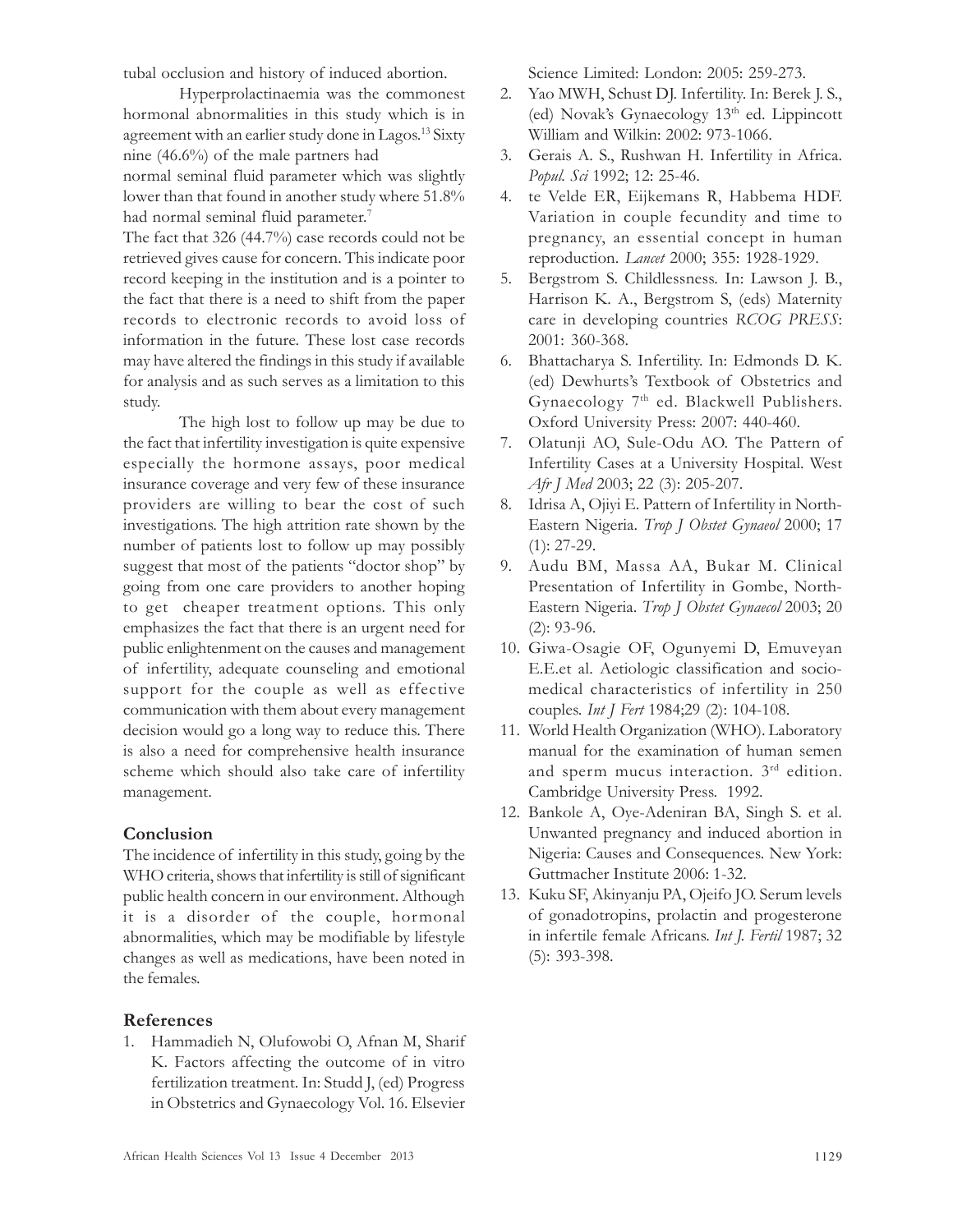tubal occlusion and history of induced abortion.

Hyperprolactinaemia was the commonest hormonal abnormalities in this study which is in agreement with an earlier study done in Lagos.[13] Sixty nine (46.6%) of the male partners had normal seminal fluid parameter which was slightly lower than that found in another study where 51.8% had normal seminal fluid parameter.[7]

The fact that 326 (44.7%) case records could not be retrieved gives cause for concern. This indicate poor record keeping in the institution and is a pointer to the fact that there is a need to shift from the paper records to electronic records to avoid loss of information in the future. These lost case records may have altered the findings in this study if available for analysis and as such serves as a limitation to this study.

The high lost to follow up may be due to the fact that infertility investigation is quite expensive especially the hormone assays, poor medical insurance coverage and very few of these insurance providers are willing to bear the cost of such investigations. The high attrition rate shown by the number of patients lost to follow up may possibly suggest that most of the patients "doctor shop" by going from one care providers to another hoping to get cheaper treatment options. This only emphasizes the fact that there is an urgent need for public enlightenment on the causes and management of infertility, adequate counseling and emotional support for the couple as well as effective communication with them about every management decision would go a long way to reduce this. There is also a need for comprehensive health insurance scheme which should also take care of infertility management.

## Conclusion

The incidence of infertility in this study, going by the WHO criteria, shows that infertility is still of significant public health concern in our environment. Although it is a disorder of the couple, hormonal abnormalities, which may be modifiable by lifestyle changes as well as medications, have been noted in the females.

## References

1. Hammadieh N, Olufowobi O, Afnan M, Sharif K. Factors affecting the outcome of in vitro fertilization treatment. In: Studd J, (ed) Progress in Obstetrics and Gynaecology Vol. 16. Elsevier Science Limited: London: 2005: 259-273.
2. Yao MWH, Schust DJ. Infertility. In: Berek J. S., (ed) Novak's Gynaecology 13th ed. Lippincott William and Wilkin: 2002: 973-1066.
3. Gerais A. S., Rushwan H. Infertility in Africa. *Popul. Sci* 1992; 12: 25-46.
4. te Velde ER, Eijkemans R, Habbema HDF. Variation in couple fecundity and time to pregnancy, an essential concept in human reproduction. *Lancet* 2000; 355: 1928-1929.
5. Bergstrom S. Childlessness. In: Lawson J. B., Harrison K. A., Bergstrom S, (eds) Maternity care in developing countries *RCOG PRESS*: 2001: 360-368.
6. Bhattacharya S. Infertility. In: Edmonds D. K. (ed) Dewhurts's Textbook of Obstetrics and Gynaecology 7th ed. Blackwell Publishers. Oxford University Press: 2007: 440-460.
7. Olatunji AO, Sule-Odu AO. The Pattern of Infertility Cases at a University Hospital. West *Afr J Med* 2003; 22 (3): 205-207.
8. Idrisa A, Ojiyi E. Pattern of Infertility in North-Eastern Nigeria. *Trop J Obstet Gynaeol* 2000; 17 (1): 27-29.
9. Audu BM, Massa AA, Bukar M. Clinical Presentation of Infertility in Gombe, North-Eastern Nigeria. *Trop J Obstet Gynaecol* 2003; 20 (2): 93-96.
10. Giwa-Osagie OF, Ogunyemi D, Emuveyan E.E.et al. Aetiologic classification and socio-medical characteristics of infertility in 250 couples. *Int J Fert* 1984;29 (2): 104-108.
11. World Health Organization (WHO). Laboratory manual for the examination of human semen and sperm mucus interaction. 3rd edition. Cambridge University Press. 1992.
12. Bankole A, Oye-Adeniran BA, Singh S. et al. Unwanted pregnancy and induced abortion in Nigeria: Causes and Consequences. New York: Guttmacher Institute 2006: 1-32.
13. Kuku SF, Akinyanju PA, Ojeifo JO. Serum levels of gonadotropins, prolactin and progesterone in infertile female Africans. *Int J. Fertil* 1987; 32 (5): 393-398.